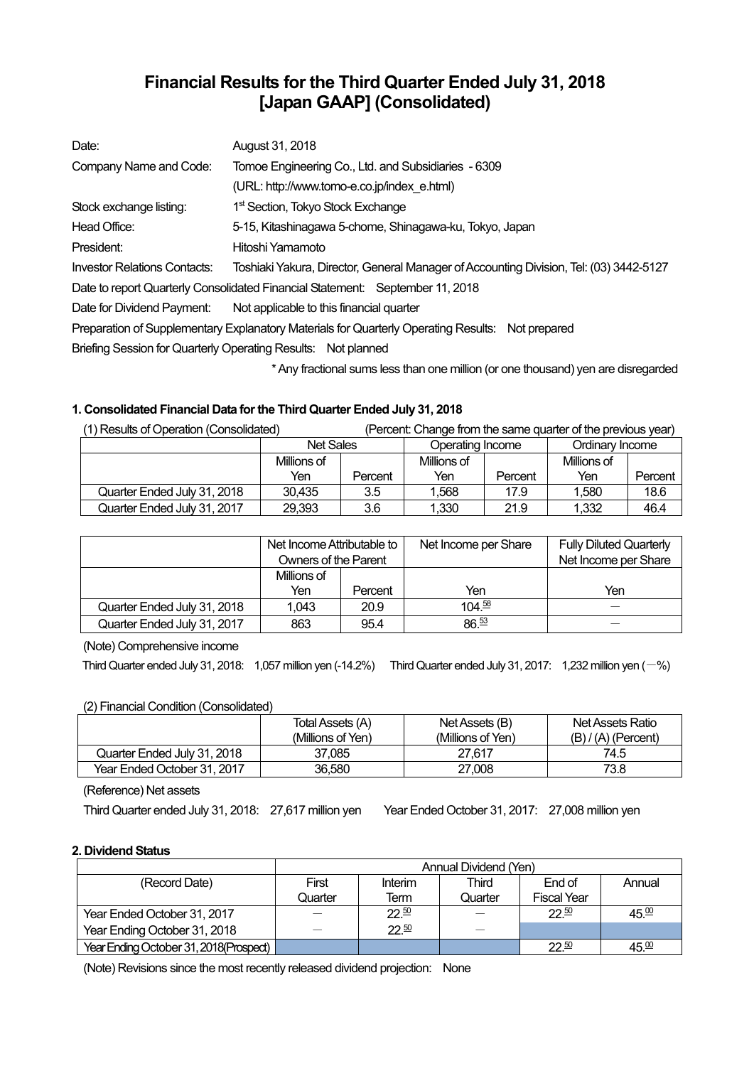# Financial Results for the Third Quarter Ended July 31, 2018
# [Japan GAAP] (Consolidated)

| | |
|---|---|
| Date: | August 31, 2018 |
| Company Name and Code: | Tomoe Engineering Co., Ltd. and Subsidiaries - 6309 |
| | (URL: http://www.tomo-e.co.jp/index_e.html) |
| Stock exchange listing: | 1st Section, Tokyo Stock Exchange |
| Head Office: | 5-15, Kitashinagawa 5-chome, Shinagawa-ku, Tokyo, Japan |
| President: | Hitoshi Yamamoto |
| Investor Relations Contacts: | Toshiaki Yakura, Director, General Manager of Accounting Division, Tel: (03) 3442-5127 |

Date to report Quarterly Consolidated Financial Statement: September 11, 2018

Date for Dividend Payment: Not applicable to this financial quarter

Preparation of Supplementary Explanatory Materials for Quarterly Operating Results: Not prepared

Briefing Session for Quarterly Operating Results: Not planned

\* Any fractional sums less than one million (or one thousand) yen are disregarded

### 1. Consolidated Financial Data for the Third Quarter Ended July 31, 2018

(1) Results of Operation (Consolidated) (Percent: Change from the same quarter of the previous year)

| | Net Sales | | Operating Income | | Ordinary Income | |
|---|---|---|---|---|---|---|
| | Millions of Yen | Percent | Millions of Yen | Percent | Millions of Yen | Percent |
| Quarter Ended July 31, 2018 | 30,435 | 3.5 | 1,568 | 17.9 | 1,580 | 18.6 |
| Quarter Ended July 31, 2017 | 29,393 | 3.6 | 1,330 | 21.9 | 1,332 | 46.4 |

| | Net Income Attributable to Owners of the Parent | | Net Income per Share | Fully Diluted Quarterly Net Income per Share |
|---|---|---|---|---|
| | Millions of Yen | Percent | Yen | Yen |
| Quarter Ended July 31, 2018 | 1,043 | 20.9 | 104.58 | — |
| Quarter Ended July 31, 2017 | 863 | 95.4 | 86.53 | — |

(Note) Comprehensive income

Third Quarter ended July 31, 2018: 1,057 million yen (-14.2%) Third Quarter ended July 31, 2017: 1,232 million yen (—%)

(2) Financial Condition (Consolidated)

| | Total Assets (A) (Millions of Yen) | Net Assets (B) (Millions of Yen) | Net Assets Ratio (B) / (A) (Percent) |
|---|---|---|---|
| Quarter Ended July 31, 2018 | 37,085 | 27,617 | 74.5 |
| Year Ended October 31, 2017 | 36,580 | 27,008 | 73.8 |

(Reference) Net assets

Third Quarter ended July 31, 2018: 27,617 million yen Year Ended October 31, 2017: 27,008 million yen

### 2. Dividend Status

| | Annual Dividend (Yen) | | | | |
|---|---|---|---|---|---|
| (Record Date) | First Quarter | Interim Term | Third Quarter | End of Fiscal Year | Annual |
| Year Ended October 31, 2017 | — | 22.50 | — | 22.50 | 45.00 |
| Year Ending October 31, 2018 | — | 22.50 | — | | |
| Year Ending October 31, 2018(Prospect) | | | | 22.50 | 45.00 |

(Note) Revisions since the most recently released dividend projection: None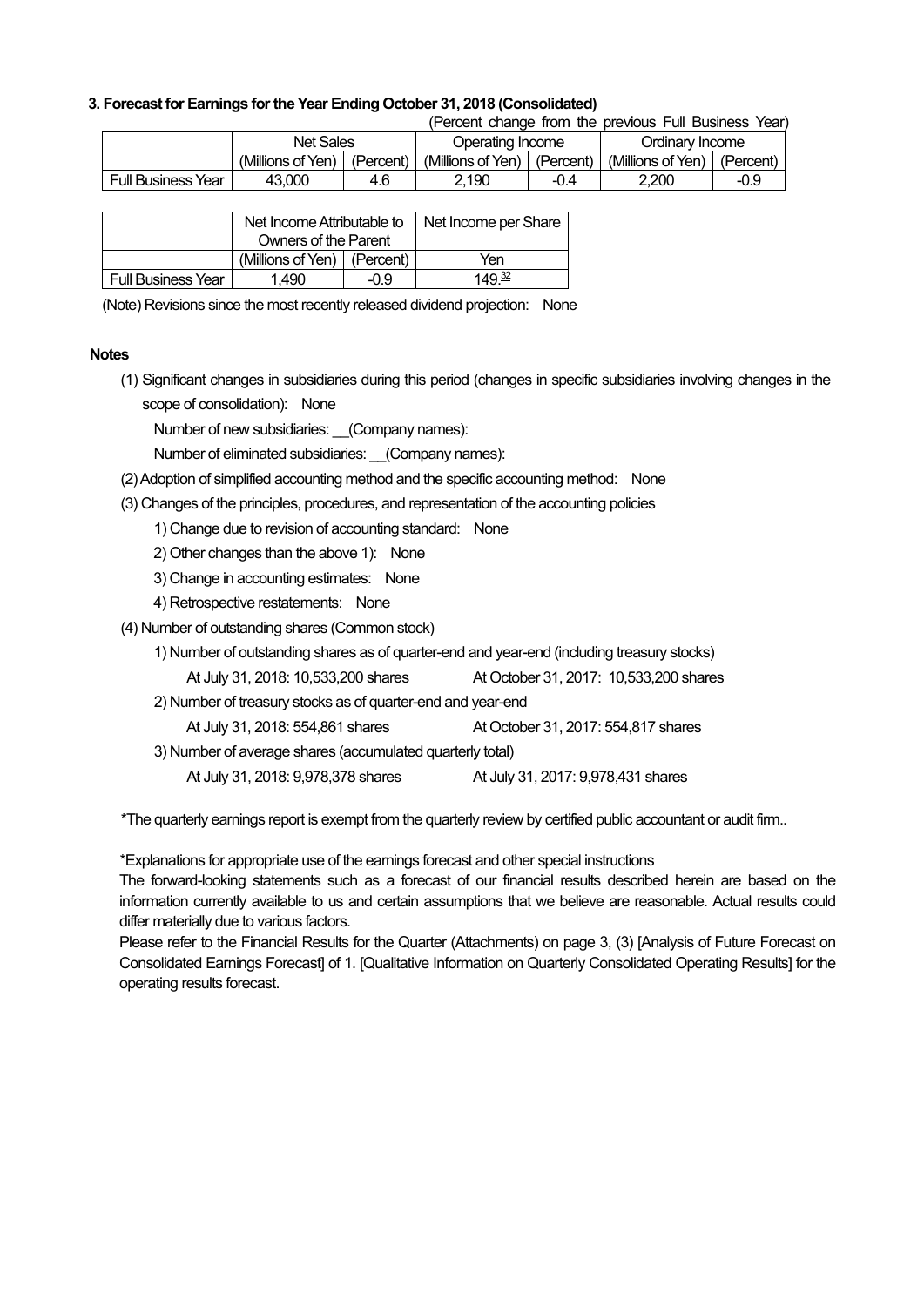### 3. Forecast for Earnings for the Year Ending October 31, 2018 (Consolidated)

(Percent change from the previous Full Business Year)

| | Net Sales | | Operating Income | | Ordinary Income | |
|---|---|---|---|---|---|---|
| | (Millions of Yen) | (Percent) | (Millions of Yen) | (Percent) | (Millions of Yen) | (Percent) |
| Full Business Year | 43,000 | 4.6 | 2,190 | -0.4 | 2,200 | -0.9 |

| | Net Income Attributable to Owners of the Parent | | Net Income per Share |
|---|---|---|---|
| | (Millions of Yen) | (Percent) | Yen |
| Full Business Year | 1,490 | -0.9 | 149.32 |

(Note) Revisions since the most recently released dividend projection: None

**Notes**

(1) Significant changes in subsidiaries during this period (changes in specific subsidiaries involving changes in the scope of consolidation): None

Number of new subsidiaries: __(Company names):

Number of eliminated subsidiaries: __(Company names):

(2) Adoption of simplified accounting method and the specific accounting method: None

(3) Changes of the principles, procedures, and representation of the accounting policies

1) Change due to revision of accounting standard: None

2) Other changes than the above 1): None

3) Change in accounting estimates: None

4) Retrospective restatements: None

(4) Number of outstanding shares (Common stock)

1) Number of outstanding shares as of quarter-end and year-end (including treasury stocks)

At July 31, 2018: 10,533,200 shares At October 31, 2017: 10,533,200 shares

2) Number of treasury stocks as of quarter-end and year-end

At July 31, 2018: 554,861 shares At October 31, 2017: 554,817 shares

3) Number of average shares (accumulated quarterly total)

At July 31, 2018: 9,978,378 shares At July 31, 2017: 9,978,431 shares

*The quarterly earnings report is exempt from the quarterly review by certified public accountant or audit firm..

*Explanations for appropriate use of the earnings forecast and other special instructions

The forward-looking statements such as a forecast of our financial results described herein are based on the information currently available to us and certain assumptions that we believe are reasonable. Actual results could differ materially due to various factors.

Please refer to the Financial Results for the Quarter (Attachments) on page 3, (3) [Analysis of Future Forecast on Consolidated Earnings Forecast] of 1. [Qualitative Information on Quarterly Consolidated Operating Results] for the operating results forecast.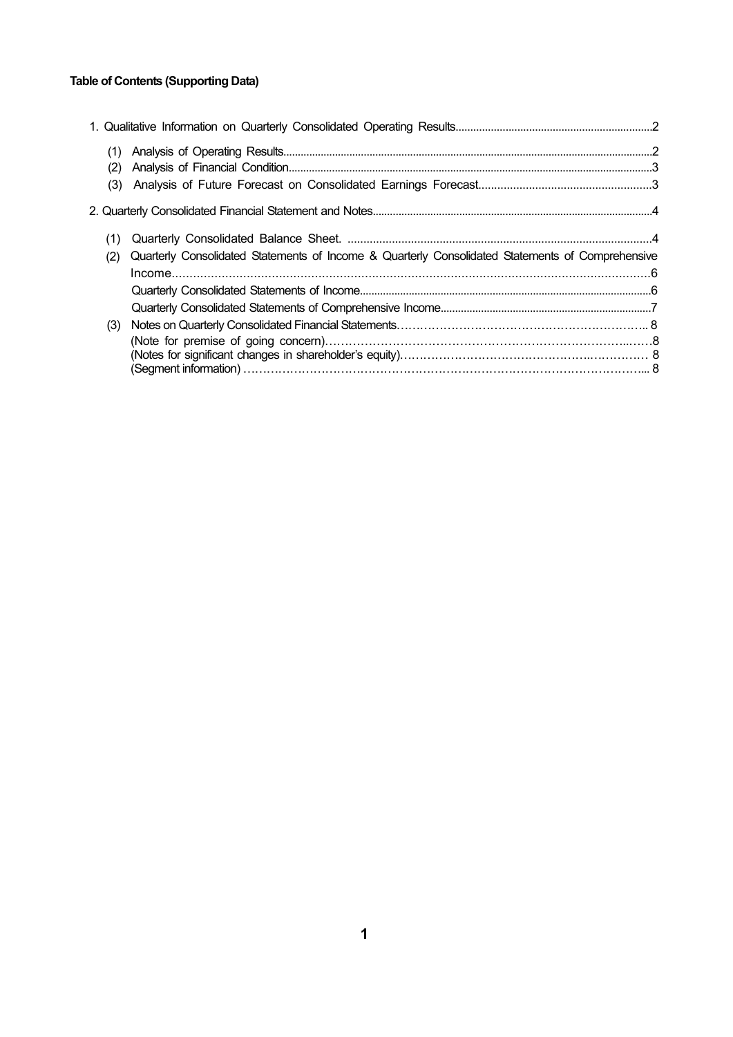**Table of Contents (Supporting Data)**

1. Qualitative Information on Quarterly Consolidated Operating Results....................2
   - (1) Analysis of Operating Results....................2
   - (2) Analysis of Financial Condition....................3
   - (3) Analysis of Future Forecast on Consolidated Earnings Forecast....................3
2. Quarterly Consolidated Financial Statement and Notes....................4
   - (1) Quarterly Consolidated Balance Sheet. ....................4
   - (2) Quarterly Consolidated Statements of Income & Quarterly Consolidated Statements of Comprehensive Income....................6
     - Quarterly Consolidated Statements of Income....................6
     - Quarterly Consolidated Statements of Comprehensive Income....................7
   - (3) Notes on Quarterly Consolidated Financial Statements....................8
     - (Note for premise of going concern)....................8
     - (Notes for significant changes in shareholder's equity)....................8
     - (Segment information)....................8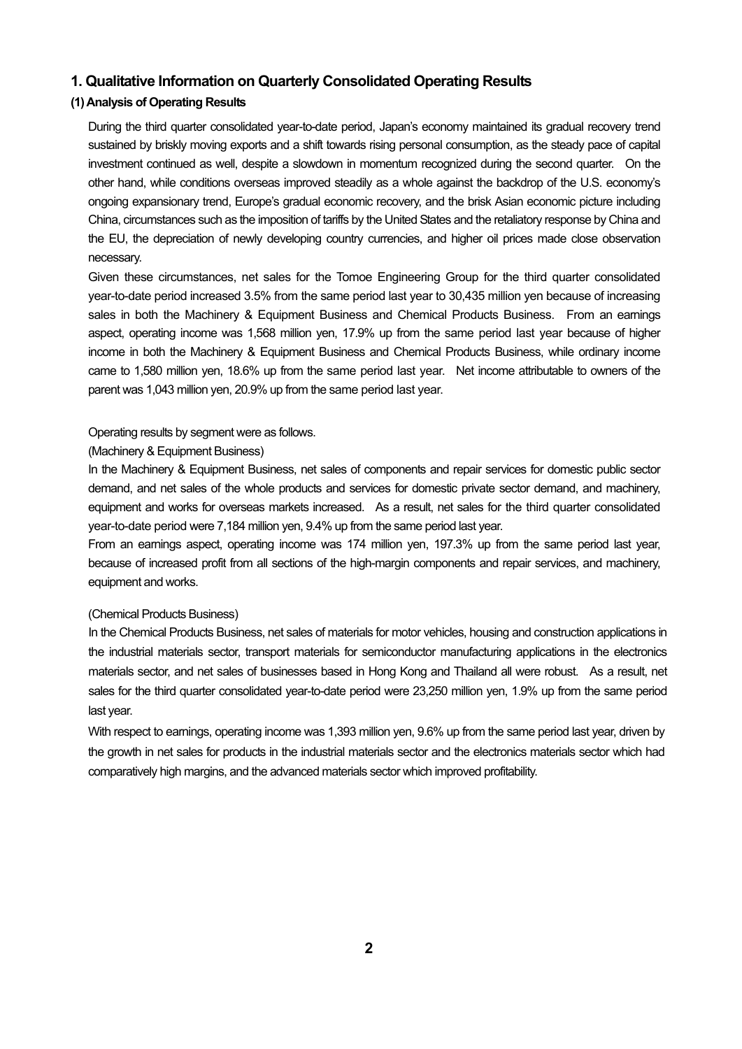## 1. Qualitative Information on Quarterly Consolidated Operating Results

### (1) Analysis of Operating Results

During the third quarter consolidated year-to-date period, Japan's economy maintained its gradual recovery trend sustained by briskly moving exports and a shift towards rising personal consumption, as the steady pace of capital investment continued as well, despite a slowdown in momentum recognized during the second quarter. On the other hand, while conditions overseas improved steadily as a whole against the backdrop of the U.S. economy's ongoing expansionary trend, Europe's gradual economic recovery, and the brisk Asian economic picture including China, circumstances such as the imposition of tariffs by the United States and the retaliatory response by China and the EU, the depreciation of newly developing country currencies, and higher oil prices made close observation necessary.

Given these circumstances, net sales for the Tomoe Engineering Group for the third quarter consolidated year-to-date period increased 3.5% from the same period last year to 30,435 million yen because of increasing sales in both the Machinery & Equipment Business and Chemical Products Business. From an earnings aspect, operating income was 1,568 million yen, 17.9% up from the same period last year because of higher income in both the Machinery & Equipment Business and Chemical Products Business, while ordinary income came to 1,580 million yen, 18.6% up from the same period last year. Net income attributable to owners of the parent was 1,043 million yen, 20.9% up from the same period last year.

Operating results by segment were as follows.

(Machinery & Equipment Business)

In the Machinery & Equipment Business, net sales of components and repair services for domestic public sector demand, and net sales of the whole products and services for domestic private sector demand, and machinery, equipment and works for overseas markets increased. As a result, net sales for the third quarter consolidated year-to-date period were 7,184 million yen, 9.4% up from the same period last year.

From an earnings aspect, operating income was 174 million yen, 197.3% up from the same period last year, because of increased profit from all sections of the high-margin components and repair services, and machinery, equipment and works.

(Chemical Products Business)

In the Chemical Products Business, net sales of materials for motor vehicles, housing and construction applications in the industrial materials sector, transport materials for semiconductor manufacturing applications in the electronics materials sector, and net sales of businesses based in Hong Kong and Thailand all were robust. As a result, net sales for the third quarter consolidated year-to-date period were 23,250 million yen, 1.9% up from the same period last year.

With respect to earnings, operating income was 1,393 million yen, 9.6% up from the same period last year, driven by the growth in net sales for products in the industrial materials sector and the electronics materials sector which had comparatively high margins, and the advanced materials sector which improved profitability.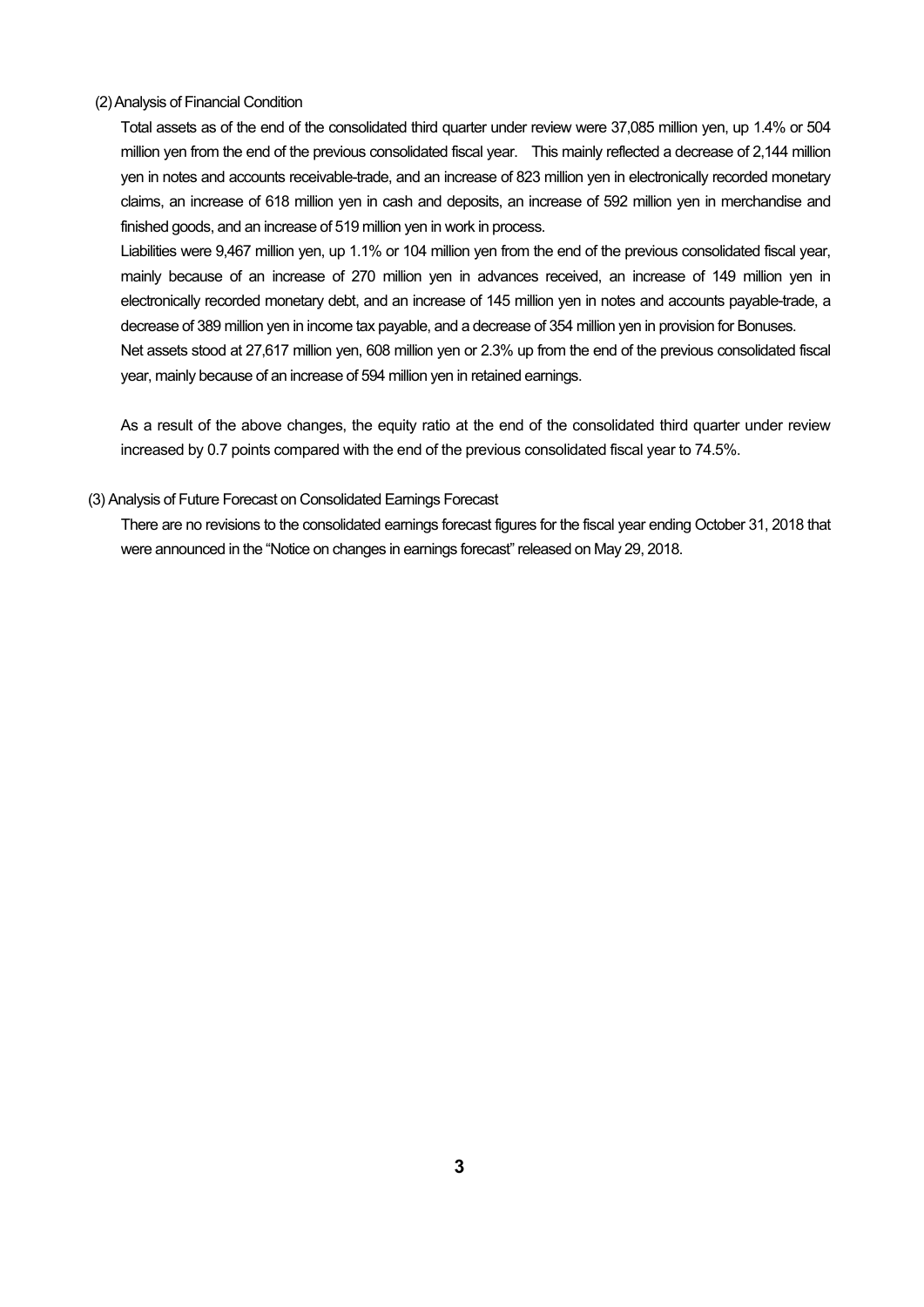### (2) Analysis of Financial Condition

Total assets as of the end of the consolidated third quarter under review were 37,085 million yen, up 1.4% or 504 million yen from the end of the previous consolidated fiscal year. This mainly reflected a decrease of 2,144 million yen in notes and accounts receivable-trade, and an increase of 823 million yen in electronically recorded monetary claims, an increase of 618 million yen in cash and deposits, an increase of 592 million yen in merchandise and finished goods, and an increase of 519 million yen in work in process.

Liabilities were 9,467 million yen, up 1.1% or 104 million yen from the end of the previous consolidated fiscal year, mainly because of an increase of 270 million yen in advances received, an increase of 149 million yen in electronically recorded monetary debt, and an increase of 145 million yen in notes and accounts payable-trade, a decrease of 389 million yen in income tax payable, and a decrease of 354 million yen in provision for Bonuses.

Net assets stood at 27,617 million yen, 608 million yen or 2.3% up from the end of the previous consolidated fiscal year, mainly because of an increase of 594 million yen in retained earnings.

As a result of the above changes, the equity ratio at the end of the consolidated third quarter under review increased by 0.7 points compared with the end of the previous consolidated fiscal year to 74.5%.

### (3) Analysis of Future Forecast on Consolidated Earnings Forecast

There are no revisions to the consolidated earnings forecast figures for the fiscal year ending October 31, 2018 that were announced in the "Notice on changes in earnings forecast" released on May 29, 2018.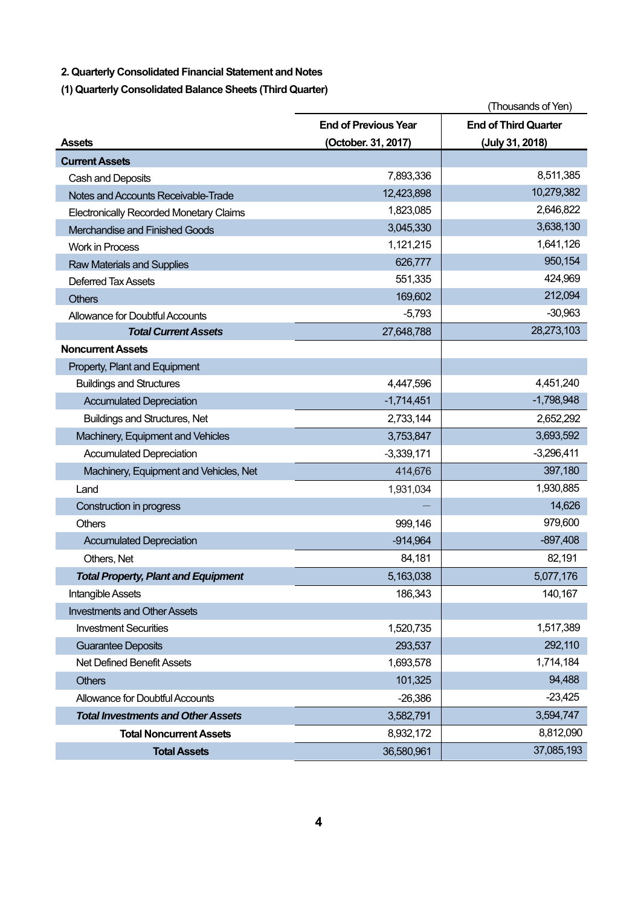**2. Quarterly Consolidated Financial Statement and Notes**

**(1) Quarterly Consolidated Balance Sheets (Third Quarter)**

(Thousands of Yen)

| Assets | End of Previous Year (October. 31, 2017) | End of Third Quarter (July 31, 2018) |
|---|---|---|
| **Current Assets** | | |
| Cash and Deposits | 7,893,336 | 8,511,385 |
| Notes and Accounts Receivable-Trade | 12,423,898 | 10,279,382 |
| Electronically Recorded Monetary Claims | 1,823,085 | 2,646,822 |
| Merchandise and Finished Goods | 3,045,330 | 3,638,130 |
| Work in Process | 1,121,215 | 1,641,126 |
| Raw Materials and Supplies | 626,777 | 950,154 |
| Deferred Tax Assets | 551,335 | 424,969 |
| Others | 169,602 | 212,094 |
| Allowance for Doubtful Accounts | -5,793 | -30,963 |
| ***Total Current Assets*** | 27,648,788 | 28,273,103 |
| **Noncurrent Assets** | | |
| Property, Plant and Equipment | | |
| Buildings and Structures | 4,447,596 | 4,451,240 |
| Accumulated Depreciation | -1,714,451 | -1,798,948 |
| Buildings and Structures, Net | 2,733,144 | 2,652,292 |
| Machinery, Equipment and Vehicles | 3,753,847 | 3,693,592 |
| Accumulated Depreciation | -3,339,171 | -3,296,411 |
| Machinery, Equipment and Vehicles, Net | 414,676 | 397,180 |
| Land | 1,931,034 | 1,930,885 |
| Construction in progress | — | 14,626 |
| Others | 999,146 | 979,600 |
| Accumulated Depreciation | -914,964 | -897,408 |
| Others, Net | 84,181 | 82,191 |
| ***Total Property, Plant and Equipment*** | 5,163,038 | 5,077,176 |
| Intangible Assets | 186,343 | 140,167 |
| Investments and Other Assets | | |
| Investment Securities | 1,520,735 | 1,517,389 |
| Guarantee Deposits | 293,537 | 292,110 |
| Net Defined Benefit Assets | 1,693,578 | 1,714,184 |
| Others | 101,325 | 94,488 |
| Allowance for Doubtful Accounts | -26,386 | -23,425 |
| ***Total Investments and Other Assets*** | 3,582,791 | 3,594,747 |
| **Total Noncurrent Assets** | 8,932,172 | 8,812,090 |
| **Total Assets** | 36,580,961 | 37,085,193 |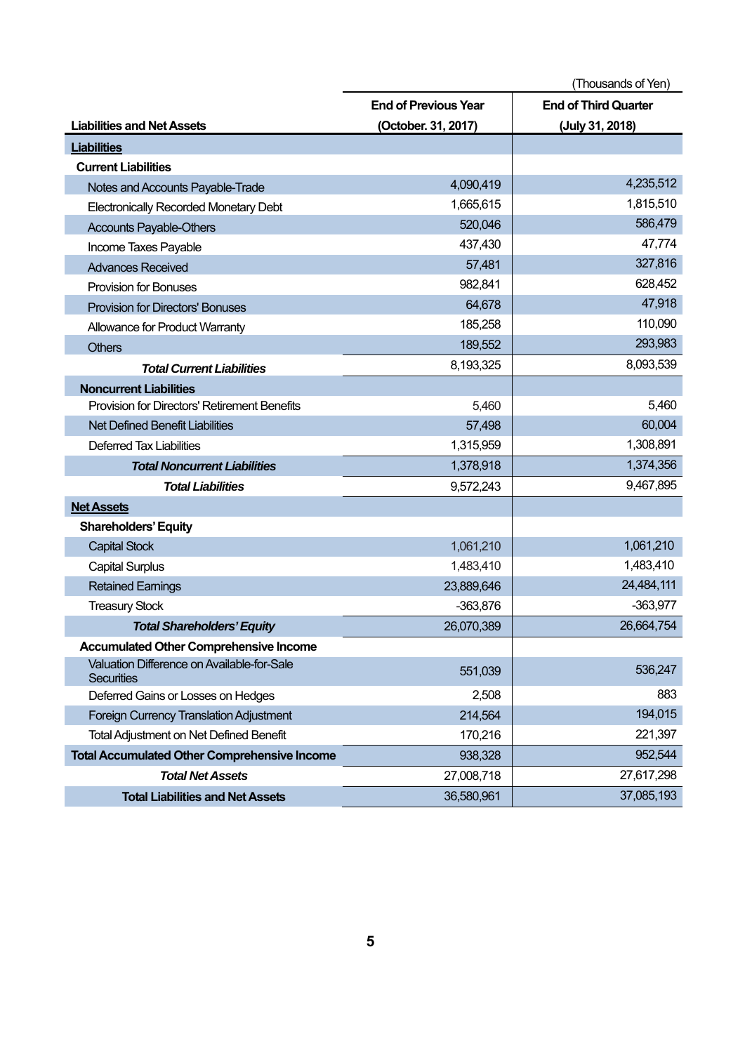(Thousands of Yen)

| Liabilities and Net Assets | End of Previous Year (October. 31, 2017) | End of Third Quarter (July 31, 2018) |
|---|---|---|
| **Liabilities** | | |
| **Current Liabilities** | | |
| Notes and Accounts Payable-Trade | 4,090,419 | 4,235,512 |
| Electronically Recorded Monetary Debt | 1,665,615 | 1,815,510 |
| Accounts Payable-Others | 520,046 | 586,479 |
| Income Taxes Payable | 437,430 | 47,774 |
| Advances Received | 57,481 | 327,816 |
| Provision for Bonuses | 982,841 | 628,452 |
| Provision for Directors' Bonuses | 64,678 | 47,918 |
| Allowance for Product Warranty | 185,258 | 110,090 |
| Others | 189,552 | 293,983 |
| ***Total Current Liabilities*** | 8,193,325 | 8,093,539 |
| **Noncurrent Liabilities** | | |
| Provision for Directors' Retirement Benefits | 5,460 | 5,460 |
| Net Defined Benefit Liabilities | 57,498 | 60,004 |
| Deferred Tax Liabilities | 1,315,959 | 1,308,891 |
| ***Total Noncurrent Liabilities*** | 1,378,918 | 1,374,356 |
| ***Total Liabilities*** | 9,572,243 | 9,467,895 |
| **Net Assets** | | |
| **Shareholders' Equity** | | |
| Capital Stock | 1,061,210 | 1,061,210 |
| Capital Surplus | 1,483,410 | 1,483,410 |
| Retained Earnings | 23,889,646 | 24,484,111 |
| Treasury Stock | -363,876 | -363,977 |
| ***Total Shareholders' Equity*** | 26,070,389 | 26,664,754 |
| **Accumulated Other Comprehensive Income** | | |
| Valuation Difference on Available-for-Sale Securities | 551,039 | 536,247 |
| Deferred Gains or Losses on Hedges | 2,508 | 883 |
| Foreign Currency Translation Adjustment | 214,564 | 194,015 |
| Total Adjustment on Net Defined Benefit | 170,216 | 221,397 |
| **Total Accumulated Other Comprehensive Income** | 938,328 | 952,544 |
| ***Total Net Assets*** | 27,008,718 | 27,617,298 |
| **Total Liabilities and Net Assets** | 36,580,961 | 37,085,193 |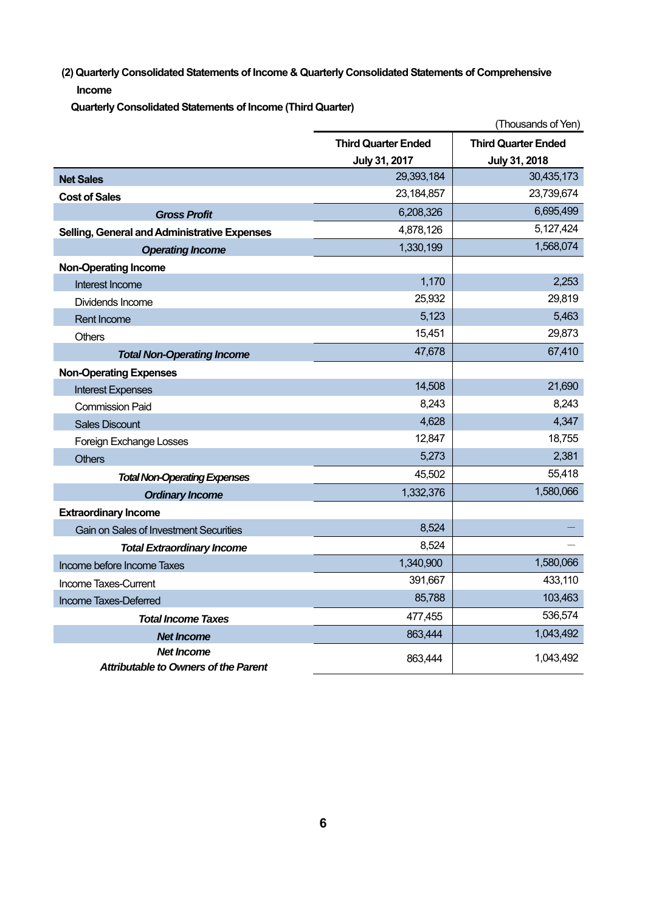**(2) Quarterly Consolidated Statements of Income & Quarterly Consolidated Statements of Comprehensive Income**

**Quarterly Consolidated Statements of Income (Third Quarter)**

(Thousands of Yen)

| | Third Quarter Ended July 31, 2017 | Third Quarter Ended July 31, 2018 |
|---|---|---|
| **Net Sales** | 29,393,184 | 30,435,173 |
| **Cost of Sales** | 23,184,857 | 23,739,674 |
| ***Gross Profit*** | 6,208,326 | 6,695,499 |
| **Selling, General and Administrative Expenses** | 4,878,126 | 5,127,424 |
| ***Operating Income*** | 1,330,199 | 1,568,074 |
| **Non-Operating Income** | | |
| Interest Income | 1,170 | 2,253 |
| Dividends Income | 25,932 | 29,819 |
| Rent Income | 5,123 | 5,463 |
| Others | 15,451 | 29,873 |
| ***Total Non-Operating Income*** | 47,678 | 67,410 |
| **Non-Operating Expenses** | | |
| Interest Expenses | 14,508 | 21,690 |
| Commission Paid | 8,243 | 8,243 |
| Sales Discount | 4,628 | 4,347 |
| Foreign Exchange Losses | 12,847 | 18,755 |
| Others | 5,273 | 2,381 |
| ***Total Non-Operating Expenses*** | 45,502 | 55,418 |
| ***Ordinary Income*** | 1,332,376 | 1,580,066 |
| **Extraordinary Income** | | |
| Gain on Sales of Investment Securities | 8,524 | ― |
| ***Total Extraordinary Income*** | 8,524 | ― |
| Income before Income Taxes | 1,340,900 | 1,580,066 |
| Income Taxes-Current | 391,667 | 433,110 |
| Income Taxes-Deferred | 85,788 | 103,463 |
| ***Total Income Taxes*** | 477,455 | 536,574 |
| ***Net Income*** | 863,444 | 1,043,492 |
| ***Net Income Attributable to Owners of the Parent*** | 863,444 | 1,043,492 |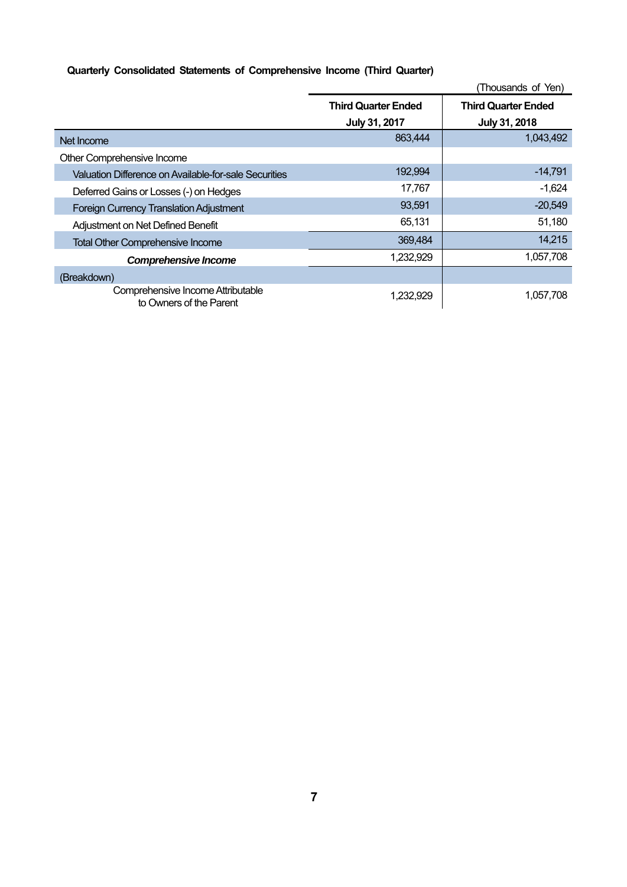**Quarterly Consolidated Statements of Comprehensive Income (Third Quarter)**

(Thousands of Yen)

| | Third Quarter Ended July 31, 2017 | Third Quarter Ended July 31, 2018 |
|---|---|---|
| Net Income | 863,444 | 1,043,492 |
| Other Comprehensive Income | | |
| Valuation Difference on Available-for-sale Securities | 192,994 | -14,791 |
| Deferred Gains or Losses (-) on Hedges | 17,767 | -1,624 |
| Foreign Currency Translation Adjustment | 93,591 | -20,549 |
| Adjustment on Net Defined Benefit | 65,131 | 51,180 |
| Total Other Comprehensive Income | 369,484 | 14,215 |
| ***Comprehensive Income*** | 1,232,929 | 1,057,708 |
| (Breakdown) | | |
| Comprehensive Income Attributable to Owners of the Parent | 1,232,929 | 1,057,708 |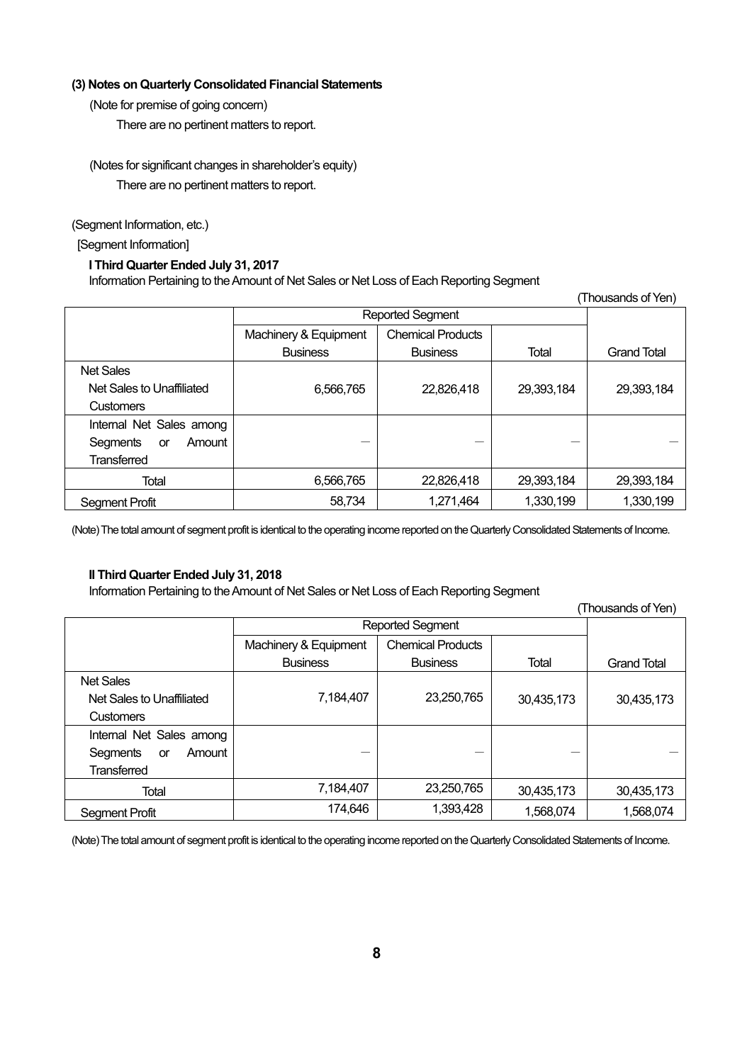### (3) Notes on Quarterly Consolidated Financial Statements

(Note for premise of going concern)

There are no pertinent matters to report.

(Notes for significant changes in shareholder's equity)

There are no pertinent matters to report.

(Segment Information, etc.)

[Segment Information]

**I Third Quarter Ended July 31, 2017**

Information Pertaining to the Amount of Net Sales or Net Loss of Each Reporting Segment

(Thousands of Yen)

| | Reported Segment | | | |
|---|---|---|---|---|
| | Machinery & Equipment Business | Chemical Products Business | Total | Grand Total |
| Net Sales<br>Net Sales to Unaffiliated Customers | 6,566,765 | 22,826,418 | 29,393,184 | 29,393,184 |
| Internal Net Sales among Segments or Amount Transferred | ― | ― | ― | ― |
| Total | 6,566,765 | 22,826,418 | 29,393,184 | 29,393,184 |
| Segment Profit | 58,734 | 1,271,464 | 1,330,199 | 1,330,199 |

(Note) The total amount of segment profit is identical to the operating income reported on the Quarterly Consolidated Statements of Income.

**II Third Quarter Ended July 31, 2018**

Information Pertaining to the Amount of Net Sales or Net Loss of Each Reporting Segment

(Thousands of Yen)

| | Reported Segment | | | |
|---|---|---|---|---|
| | Machinery & Equipment Business | Chemical Products Business | Total | Grand Total |
| Net Sales<br>Net Sales to Unaffiliated Customers | 7,184,407 | 23,250,765 | 30,435,173 | 30,435,173 |
| Internal Net Sales among Segments or Amount Transferred | ― | ― | ― | ― |
| Total | 7,184,407 | 23,250,765 | 30,435,173 | 30,435,173 |
| Segment Profit | 174,646 | 1,393,428 | 1,568,074 | 1,568,074 |

(Note) The total amount of segment profit is identical to the operating income reported on the Quarterly Consolidated Statements of Income.